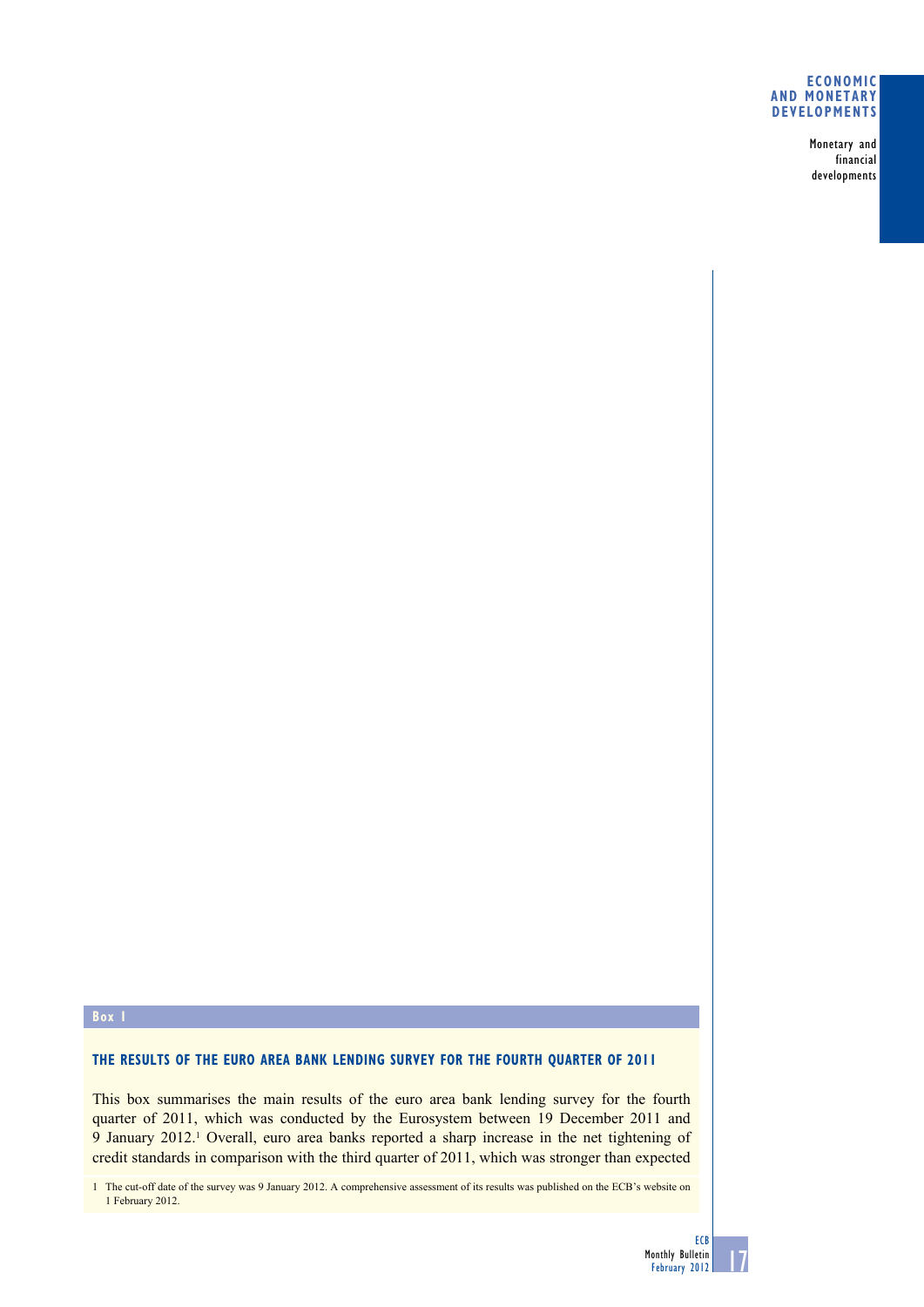**Box 1**

## THE RESULTS OF THE EURO AREA BANK LENDING SURVEY FOR THE FOURTH QUARTER OF 2011

This box summarises the main results of the euro area bank lending survey for the fourth quarter of 2011, which was conducted by the Eurosystem between 19 December 2011 and 9 January 2012.[1] Overall, euro area banks reported a sharp increase in the net tightening of credit standards in comparison with the third quarter of 2011, which was stronger than expected

1 The cut-off date of the survey was 9 January 2012. A comprehensive assessment of its results was published on the ECB's website on 1 February 2012.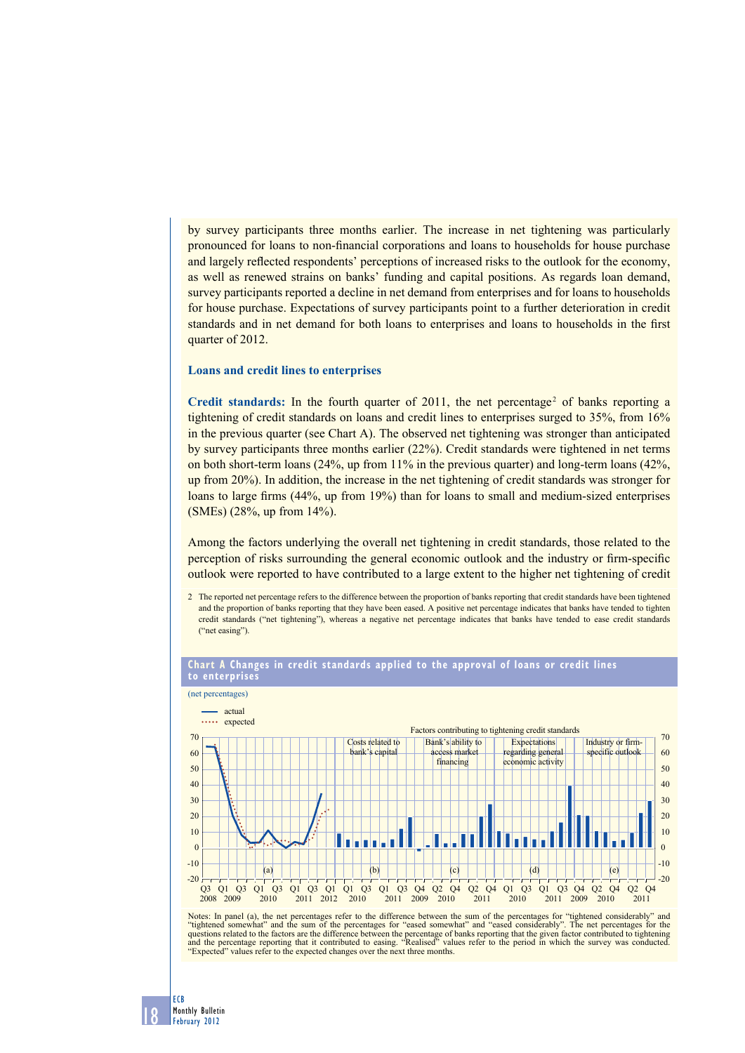by survey participants three months earlier. The increase in net tightening was particularly pronounced for loans to non-financial corporations and loans to households for house purchase and largely reflected respondents' perceptions of increased risks to the outlook for the economy, as well as renewed strains on banks' funding and capital positions. As regards loan demand, survey participants reported a decline in net demand from enterprises and for loans to households for house purchase. Expectations of survey participants point to a further deterioration in credit standards and in net demand for both loans to enterprises and loans to households in the first quarter of 2012.

### Loans and credit lines to enterprises

**Credit standards:** In the fourth quarter of 2011, the net percentage[2] of banks reporting a tightening of credit standards on loans and credit lines to enterprises surged to 35%, from 16% in the previous quarter (see Chart A). The observed net tightening was stronger than anticipated by survey participants three months earlier (22%). Credit standards were tightened in net terms on both short-term loans (24%, up from 11% in the previous quarter) and long-term loans (42%, up from 20%). In addition, the increase in the net tightening of credit standards was stronger for loans to large firms (44%, up from 19%) than for loans to small and medium-sized enterprises (SMEs) (28%, up from 14%).

Among the factors underlying the overall net tightening in credit standards, those related to the perception of risks surrounding the general economic outlook and the industry or firm-specific outlook were reported to have contributed to a large extent to the higher net tightening of credit

2 The reported net percentage refers to the difference between the proportion of banks reporting that credit standards have been tightened and the proportion of banks reporting that they have been eased. A positive net percentage indicates that banks have tended to tighten credit standards ("net tightening"), whereas a negative net percentage indicates that banks have tended to ease credit standards ("net easing").

**Chart A Changes in credit standards applied to the approval of loans or credit lines to enterprises**

(net percentages)

Notes: In panel (a), the net percentages refer to the difference between the sum of the percentages for "tightened considerably" and "tightened somewhat" and the sum of the percentages for "eased somewhat" and "eased considerably". The net percentages for the questions related to the factors are the difference between the percentage of banks reporting that the given factor contributed to tightening and the percentage reporting that it contributed to easing. "Realised" values refer to the period in which the survey was conducted. "Expected" values refer to the expected changes over the next three months.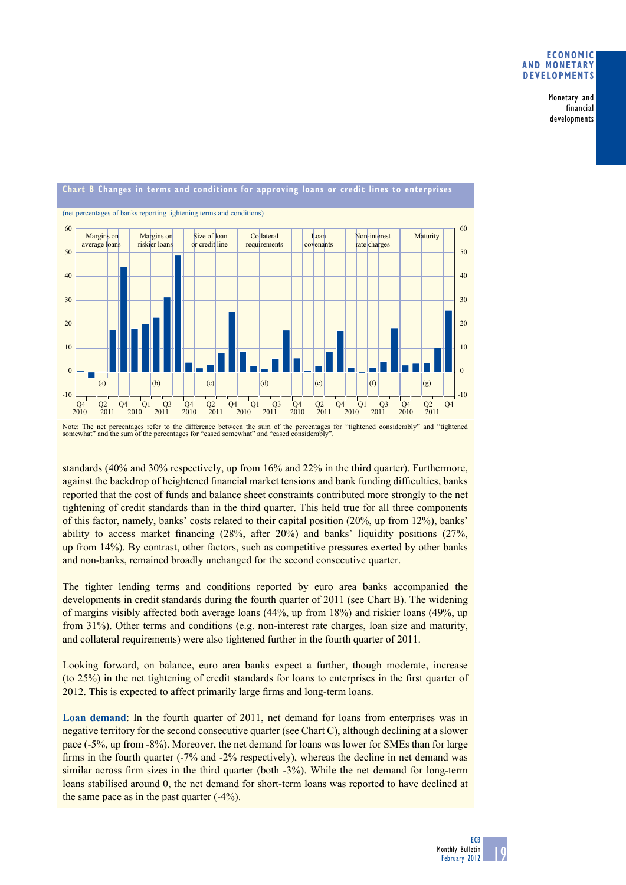**Chart B Changes in terms and conditions for approving loans or credit lines to enterprises**

(net percentages of banks reporting tightening terms and conditions)

Note: The net percentages refer to the difference between the sum of the percentages for "tightened considerably" and "tightened somewhat" and the sum of the percentages for "eased somewhat" and "eased considerably".

standards (40% and 30% respectively, up from 16% and 22% in the third quarter). Furthermore, against the backdrop of heightened financial market tensions and bank funding difficulties, banks reported that the cost of funds and balance sheet constraints contributed more strongly to the net tightening of credit standards than in the third quarter. This held true for all three components of this factor, namely, banks' costs related to their capital position (20%, up from 12%), banks' ability to access market financing (28%, after 20%) and banks' liquidity positions (27%, up from 14%). By contrast, other factors, such as competitive pressures exerted by other banks and non-banks, remained broadly unchanged for the second consecutive quarter.

The tighter lending terms and conditions reported by euro area banks accompanied the developments in credit standards during the fourth quarter of 2011 (see Chart B). The widening of margins visibly affected both average loans (44%, up from 18%) and riskier loans (49%, up from 31%). Other terms and conditions (e.g. non-interest rate charges, loan size and maturity, and collateral requirements) were also tightened further in the fourth quarter of 2011.

Looking forward, on balance, euro area banks expect a further, though moderate, increase (to 25%) in the net tightening of credit standards for loans to enterprises in the first quarter of 2012. This is expected to affect primarily large firms and long-term loans.

**Loan demand**: In the fourth quarter of 2011, net demand for loans from enterprises was in negative territory for the second consecutive quarter (see Chart C), although declining at a slower pace (-5%, up from -8%). Moreover, the net demand for loans was lower for SMEs than for large firms in the fourth quarter (-7% and -2% respectively), whereas the decline in net demand was similar across firm sizes in the third quarter (both -3%). While the net demand for long-term loans stabilised around 0, the net demand for short-term loans was reported to have declined at the same pace as in the past quarter (-4%).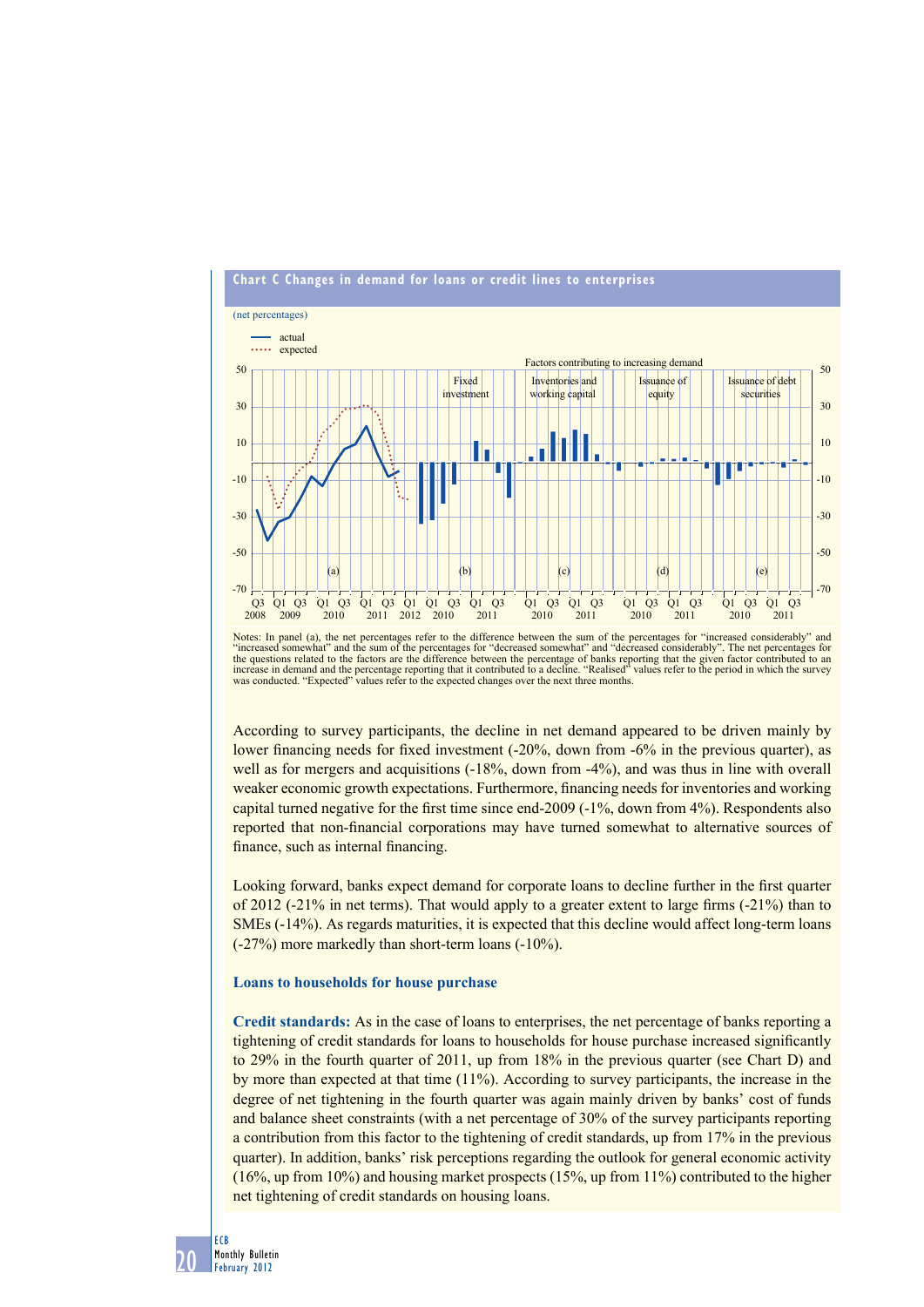**Chart C Changes in demand for loans or credit lines to enterprises**

(net percentages)

Notes: In panel (a), the net percentages refer to the difference between the sum of the percentages for "increased considerably" and "increased somewhat" and the sum of the percentages for "decreased somewhat" and "decreased considerably". The net percentages for the questions related to the factors are the difference between the percentage of banks reporting that the given factor contributed to an increase in demand and the percentage reporting that it contributed to a decline. "Realised" values refer to the period in which the survey was conducted. "Expected" values refer to the expected changes over the next three months.

According to survey participants, the decline in net demand appeared to be driven mainly by lower financing needs for fixed investment (-20%, down from -6% in the previous quarter), as well as for mergers and acquisitions (-18%, down from -4%), and was thus in line with overall weaker economic growth expectations. Furthermore, financing needs for inventories and working capital turned negative for the first time since end-2009 (-1%, down from 4%). Respondents also reported that non-financial corporations may have turned somewhat to alternative sources of finance, such as internal financing.

Looking forward, banks expect demand for corporate loans to decline further in the first quarter of 2012 (-21% in net terms). That would apply to a greater extent to large firms (-21%) than to SMEs (-14%). As regards maturities, it is expected that this decline would affect long-term loans (-27%) more markedly than short-term loans (-10%).

### Loans to households for house purchase

**Credit standards:** As in the case of loans to enterprises, the net percentage of banks reporting a tightening of credit standards for loans to households for house purchase increased significantly to 29% in the fourth quarter of 2011, up from 18% in the previous quarter (see Chart D) and by more than expected at that time (11%). According to survey participants, the increase in the degree of net tightening in the fourth quarter was again mainly driven by banks' cost of funds and balance sheet constraints (with a net percentage of 30% of the survey participants reporting a contribution from this factor to the tightening of credit standards, up from 17% in the previous quarter). In addition, banks' risk perceptions regarding the outlook for general economic activity (16%, up from 10%) and housing market prospects (15%, up from 11%) contributed to the higher net tightening of credit standards on housing loans.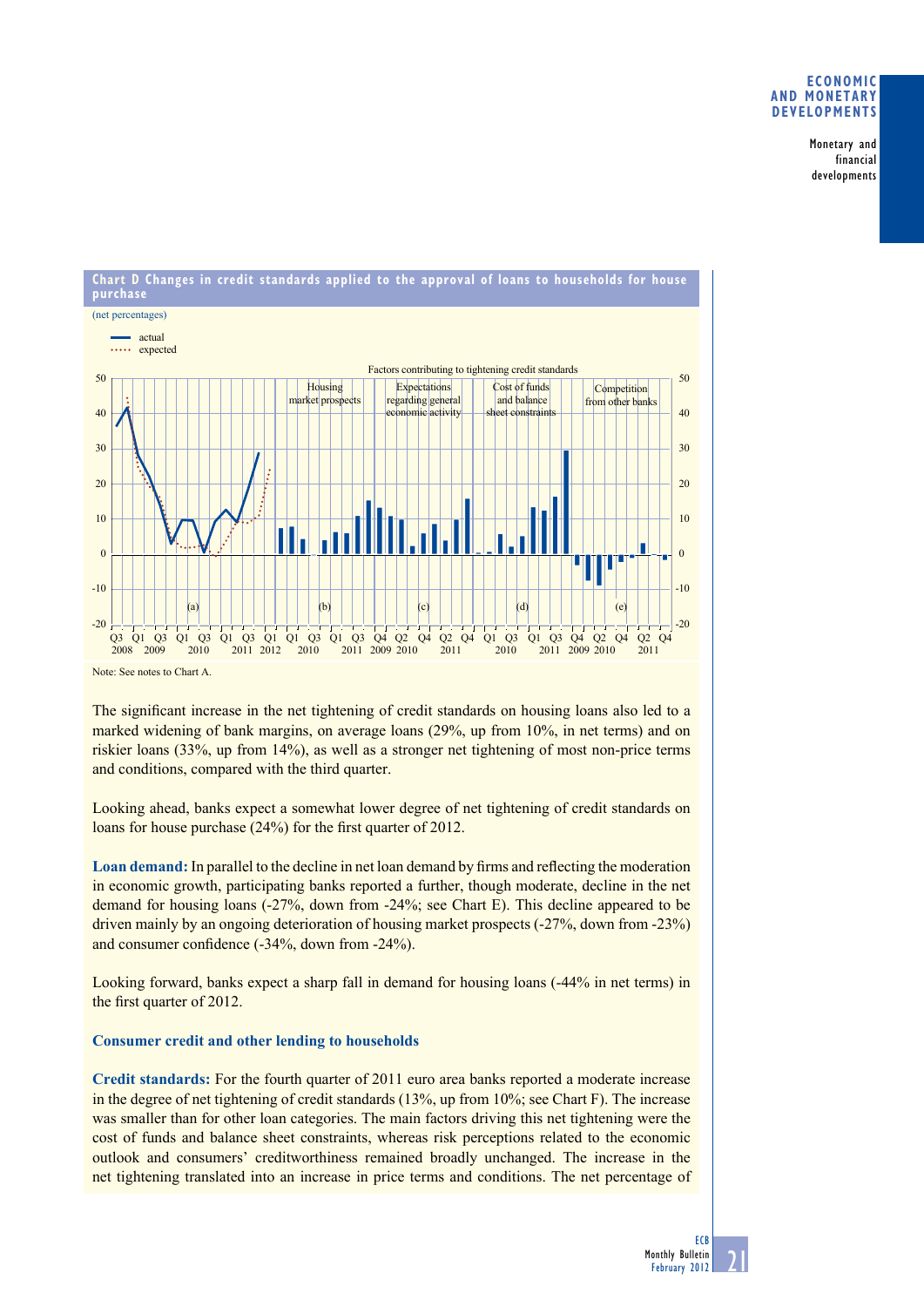**Chart D Changes in credit standards applied to the approval of loans to households for house purchase**

(net percentages)

Note: See notes to Chart A.

The significant increase in the net tightening of credit standards on housing loans also led to a marked widening of bank margins, on average loans (29%, up from 10%, in net terms) and on riskier loans (33%, up from 14%), as well as a stronger net tightening of most non-price terms and conditions, compared with the third quarter.

Looking ahead, banks expect a somewhat lower degree of net tightening of credit standards on loans for house purchase (24%) for the first quarter of 2012.

**Loan demand:** In parallel to the decline in net loan demand by firms and reflecting the moderation in economic growth, participating banks reported a further, though moderate, decline in the net demand for housing loans (-27%, down from -24%; see Chart E). This decline appeared to be driven mainly by an ongoing deterioration of housing market prospects (-27%, down from -23%) and consumer confidence (-34%, down from -24%).

Looking forward, banks expect a sharp fall in demand for housing loans (-44% in net terms) in the first quarter of 2012.

### Consumer credit and other lending to households

**Credit standards:** For the fourth quarter of 2011 euro area banks reported a moderate increase in the degree of net tightening of credit standards (13%, up from 10%; see Chart F). The increase was smaller than for other loan categories. The main factors driving this net tightening were the cost of funds and balance sheet constraints, whereas risk perceptions related to the economic outlook and consumers' creditworthiness remained broadly unchanged. The increase in the net tightening translated into an increase in price terms and conditions. The net percentage of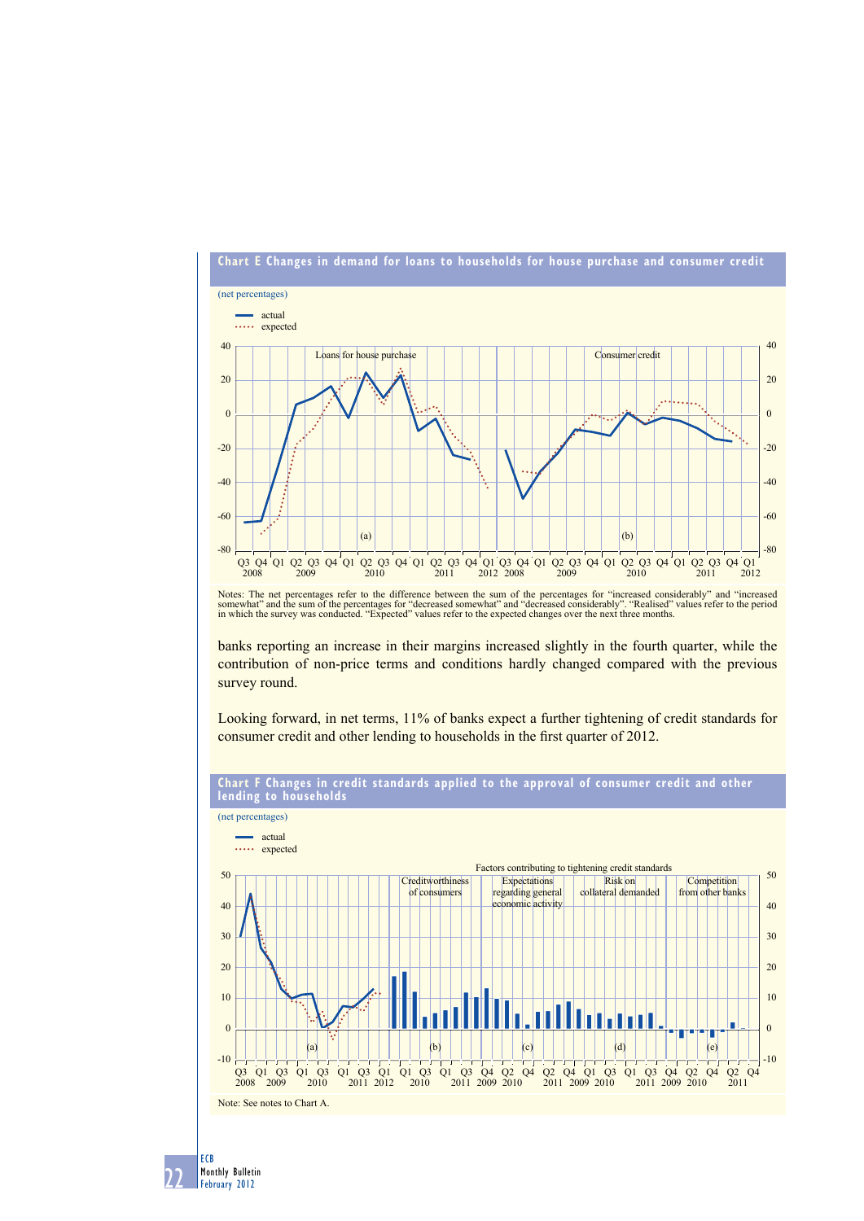**Chart E Changes in demand for loans to households for house purchase and consumer credit**

(net percentages)

Notes: The net percentages refer to the difference between the sum of the percentages for "increased considerably" and "increased somewhat" and the sum of the percentages for "decreased somewhat" and "decreased considerably". "Realised" values refer to the period in which the survey was conducted. "Expected" values refer to the expected changes over the next three months.

banks reporting an increase in their margins increased slightly in the fourth quarter, while the contribution of non-price terms and conditions hardly changed compared with the previous survey round.

Looking forward, in net terms, 11% of banks expect a further tightening of credit standards for consumer credit and other lending to households in the first quarter of 2012.

**Chart F Changes in credit standards applied to the approval of consumer credit and other lending to households**

(net percentages)

Note: See notes to Chart A.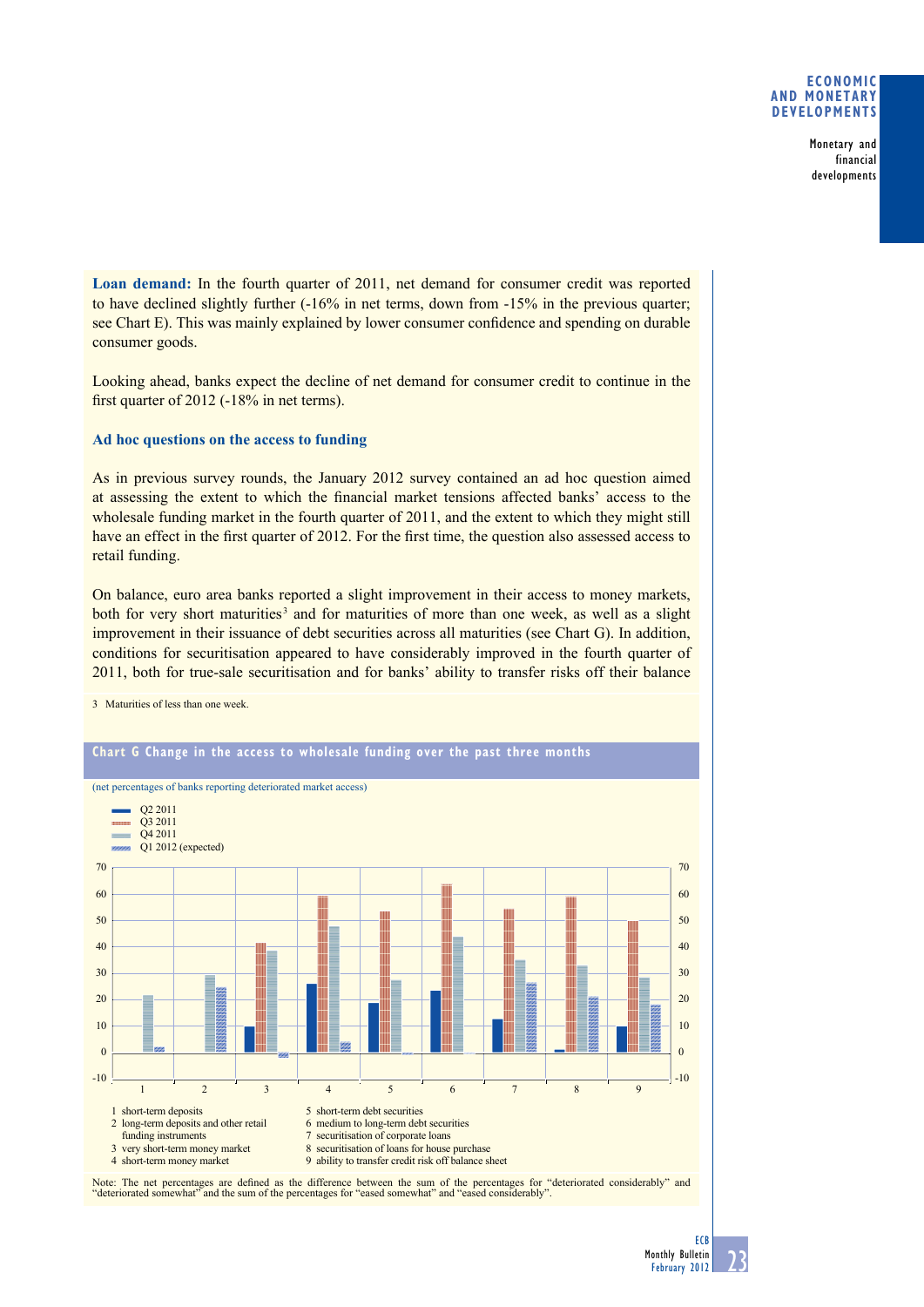**Loan demand:** In the fourth quarter of 2011, net demand for consumer credit was reported to have declined slightly further (-16% in net terms, down from -15% in the previous quarter; see Chart E). This was mainly explained by lower consumer confidence and spending on durable consumer goods.

Looking ahead, banks expect the decline of net demand for consumer credit to continue in the first quarter of 2012 (-18% in net terms).

### Ad hoc questions on the access to funding

As in previous survey rounds, the January 2012 survey contained an ad hoc question aimed at assessing the extent to which the financial market tensions affected banks' access to the wholesale funding market in the fourth quarter of 2011, and the extent to which they might still have an effect in the first quarter of 2012. For the first time, the question also assessed access to retail funding.

On balance, euro area banks reported a slight improvement in their access to money markets, both for very short maturities[3] and for maturities of more than one week, as well as a slight improvement in their issuance of debt securities across all maturities (see Chart G). In addition, conditions for securitisation appeared to have considerably improved in the fourth quarter of 2011, both for true-sale securitisation and for banks' ability to transfer risks off their balance

3 Maturities of less than one week.

#### Chart G Change in the access to wholesale funding over the past three months

(net percentages of banks reporting deteriorated market access)

Legend: Q2 2011; Q3 2011; Q4 2011; Q1 2012 (expected)

1 short-term deposits
2 long-term deposits and other retail funding instruments
3 very short-term money market
4 short-term money market
5 short-term debt securities
6 medium to long-term debt securities
7 securitisation of corporate loans
8 securitisation of loans for house purchase
9 ability to transfer credit risk off balance sheet

Note: The net percentages are defined as the difference between the sum of the percentages for "deteriorated considerably" and "deteriorated somewhat" and the sum of the percentages for "eased somewhat" and "eased considerably".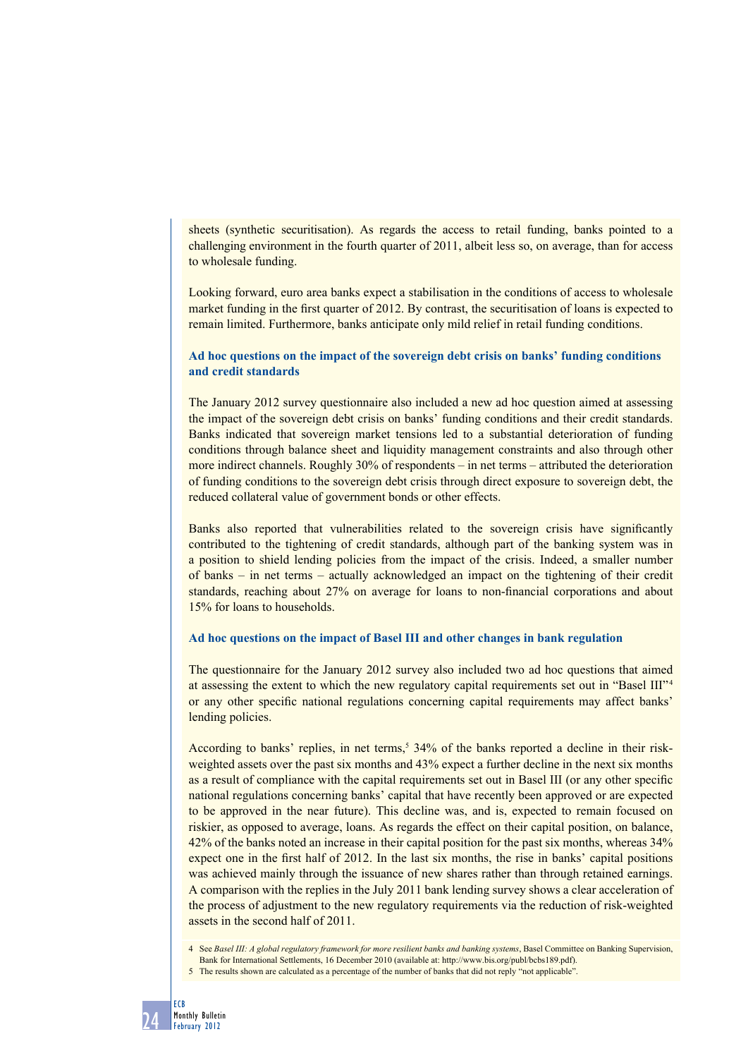sheets (synthetic securitisation). As regards the access to retail funding, banks pointed to a challenging environment in the fourth quarter of 2011, albeit less so, on average, than for access to wholesale funding.

Looking forward, euro area banks expect a stabilisation in the conditions of access to wholesale market funding in the first quarter of 2012. By contrast, the securitisation of loans is expected to remain limited. Furthermore, banks anticipate only mild relief in retail funding conditions.

### Ad hoc questions on the impact of the sovereign debt crisis on banks' funding conditions and credit standards

The January 2012 survey questionnaire also included a new ad hoc question aimed at assessing the impact of the sovereign debt crisis on banks' funding conditions and their credit standards. Banks indicated that sovereign market tensions led to a substantial deterioration of funding conditions through balance sheet and liquidity management constraints and also through other more indirect channels. Roughly 30% of respondents – in net terms – attributed the deterioration of funding conditions to the sovereign debt crisis through direct exposure to sovereign debt, the reduced collateral value of government bonds or other effects.

Banks also reported that vulnerabilities related to the sovereign crisis have significantly contributed to the tightening of credit standards, although part of the banking system was in a position to shield lending policies from the impact of the crisis. Indeed, a smaller number of banks – in net terms – actually acknowledged an impact on the tightening of their credit standards, reaching about 27% on average for loans to non-financial corporations and about 15% for loans to households.

### Ad hoc questions on the impact of Basel III and other changes in bank regulation

The questionnaire for the January 2012 survey also included two ad hoc questions that aimed at assessing the extent to which the new regulatory capital requirements set out in "Basel III"[4] or any other specific national regulations concerning capital requirements may affect banks' lending policies.

According to banks' replies, in net terms,[5] 34% of the banks reported a decline in their risk-weighted assets over the past six months and 43% expect a further decline in the next six months as a result of compliance with the capital requirements set out in Basel III (or any other specific national regulations concerning banks' capital that have recently been approved or are expected to be approved in the near future). This decline was, and is, expected to remain focused on riskier, as opposed to average, loans. As regards the effect on their capital position, on balance, 42% of the banks noted an increase in their capital position for the past six months, whereas 34% expect one in the first half of 2012. In the last six months, the rise in banks' capital positions was achieved mainly through the issuance of new shares rather than through retained earnings. A comparison with the replies in the July 2011 bank lending survey shows a clear acceleration of the process of adjustment to the new regulatory requirements via the reduction of risk-weighted assets in the second half of 2011.

4 See *Basel III: A global regulatory framework for more resilient banks and banking systems*, Basel Committee on Banking Supervision, Bank for International Settlements, 16 December 2010 (available at: http://www.bis.org/publ/bcbs189.pdf).

5 The results shown are calculated as a percentage of the number of banks that did not reply "not applicable".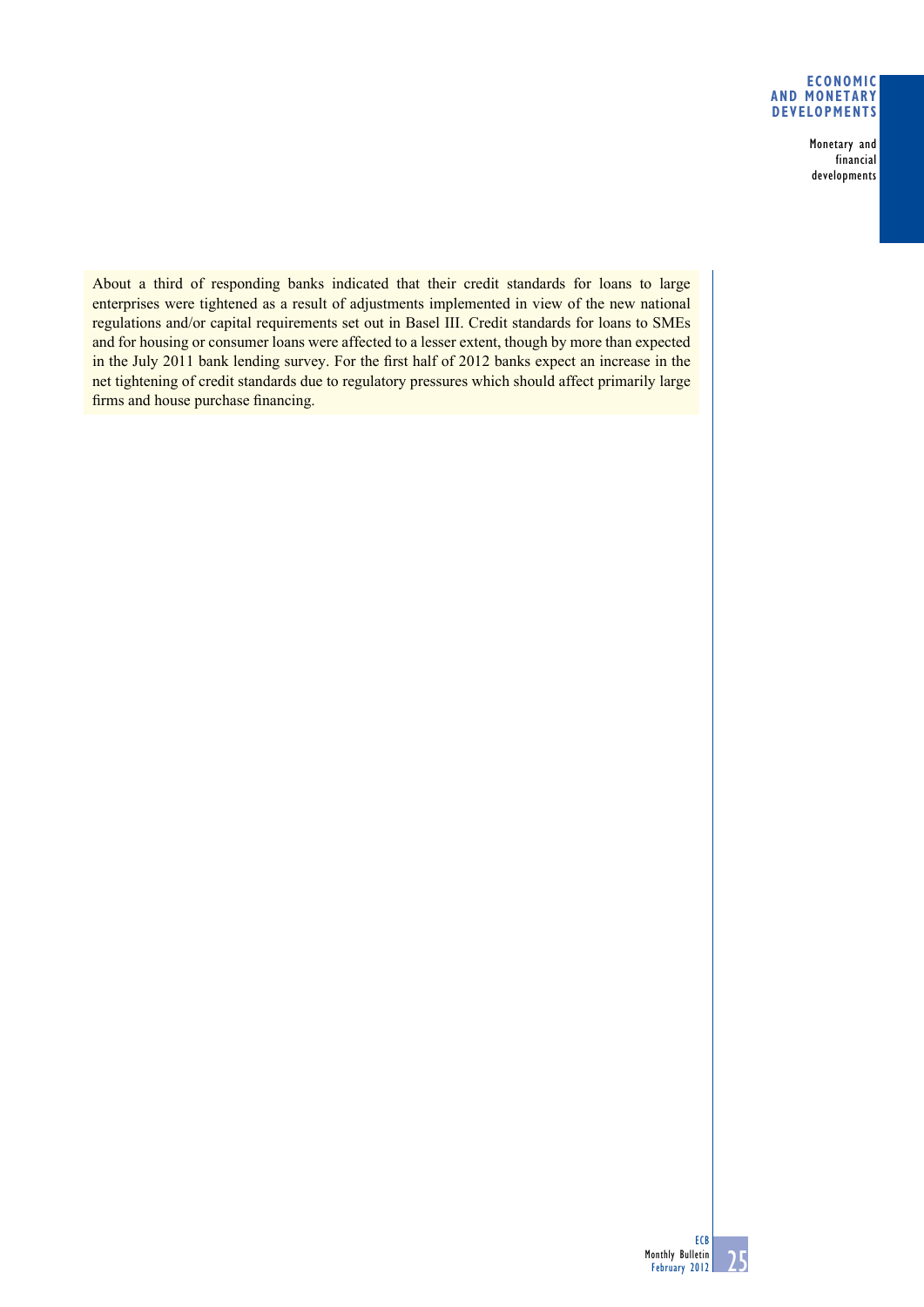About a third of responding banks indicated that their credit standards for loans to large enterprises were tightened as a result of adjustments implemented in view of the new national regulations and/or capital requirements set out in Basel III. Credit standards for loans to SMEs and for housing or consumer loans were affected to a lesser extent, though by more than expected in the July 2011 bank lending survey. For the first half of 2012 banks expect an increase in the net tightening of credit standards due to regulatory pressures which should affect primarily large firms and house purchase financing.